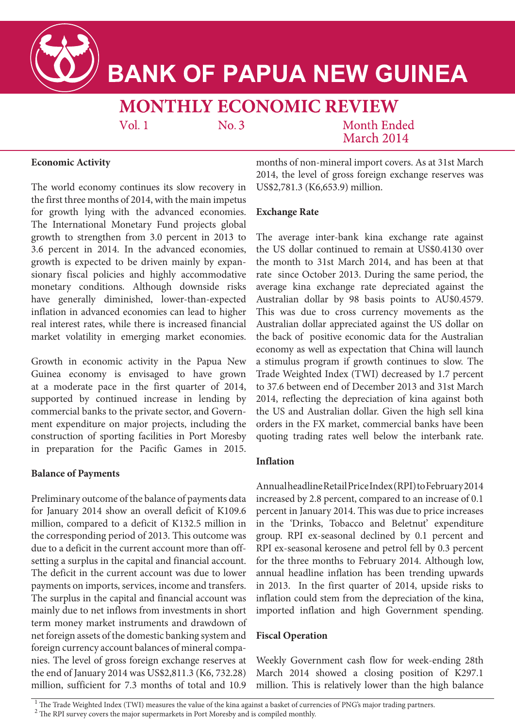# BANK OF PAPUA NEW GUINEA

## MONTHLY ECONOMIC REVIEW

Vol. 1 No. 3 Month Ended March 2014

### Economic Activity

The world economy continues its slow recovery in the first three months of 2014, with the main impetus for growth lying with the advanced economies. The International Monetary Fund projects global growth to strengthen from 3.0 percent in 2013 to 3.6 percent in 2014. In the advanced economies, growth is expected to be driven mainly by expansionary fiscal policies and highly accommodative monetary conditions. Although downside risks have generally diminished, lower-than-expected inflation in advanced economies can lead to higher real interest rates, while there is increased financial market volatility in emerging market economies.

Growth in economic activity in the Papua New Guinea economy is envisaged to have grown at a moderate pace in the first quarter of 2014, supported by continued increase in lending by commercial banks to the private sector, and Government expenditure on major projects, including the construction of sporting facilities in Port Moresby in preparation for the Pacific Games in 2015.

### Balance of Payments

Preliminary outcome of the balance of payments data for January 2014 show an overall deficit of K109.6 million, compared to a deficit of K132.5 million in the corresponding period of 2013. This outcome was due to a deficit in the current account more than offsetting a surplus in the capital and financial account. The deficit in the current account was due to lower payments on imports, services, income and transfers. The surplus in the capital and financial account was mainly due to net inflows from investments in short term money market instruments and drawdown of net foreign assets of the domestic banking system and foreign currency account balances of mineral companies. The level of gross foreign exchange reserves at the end of January 2014 was US$2,811.3 (K6, 732.28) million, sufficient for 7.3 months of total and 10.9 months of non-mineral import covers. As at 31st March 2014, the level of gross foreign exchange reserves was US$2,781.3 (K6,653.9) million.

### Exchange Rate

The average inter-bank kina exchange rate against the US dollar continued to remain at US$0.4130 over the month to 31st March 2014, and has been at that rate since October 2013. During the same period, the average kina exchange rate depreciated against the Australian dollar by 98 basis points to AU$0.4579. This was due to cross currency movements as the Australian dollar appreciated against the US dollar on the back of positive economic data for the Australian economy as well as expectation that China will launch a stimulus program if growth continues to slow. The Trade Weighted Index (TWI) decreased by 1.7 percent to 37.6 between end of December 2013 and 31st March 2014, reflecting the depreciation of kina against both the US and Australian dollar. Given the high sell kina orders in the FX market, commercial banks have been quoting trading rates well below the interbank rate.

### Inflation

Annual headline Retail Price Index (RPI) to February 2014 increased by 2.8 percent, compared to an increase of 0.1 percent in January 2014. This was due to price increases in the 'Drinks, Tobacco and Beletnut' expenditure group. RPI ex-seasonal declined by 0.1 percent and RPI ex-seasonal kerosene and petrol fell by 0.3 percent for the three months to February 2014. Although low, annual headline inflation has been trending upwards in 2013. In the first quarter of 2014, upside risks to inflation could stem from the depreciation of the kina, imported inflation and high Government spending.

### Fiscal Operation

Weekly Government cash flow for week-ending 28th March 2014 showed a closing position of K297.1 million. This is relatively lower than the high balance

[1] The Trade Weighted Index (TWI) measures the value of the kina against a basket of currencies of PNG's major trading partners.
[2] The RPI survey covers the major supermarkets in Port Moresby and is compiled monthly.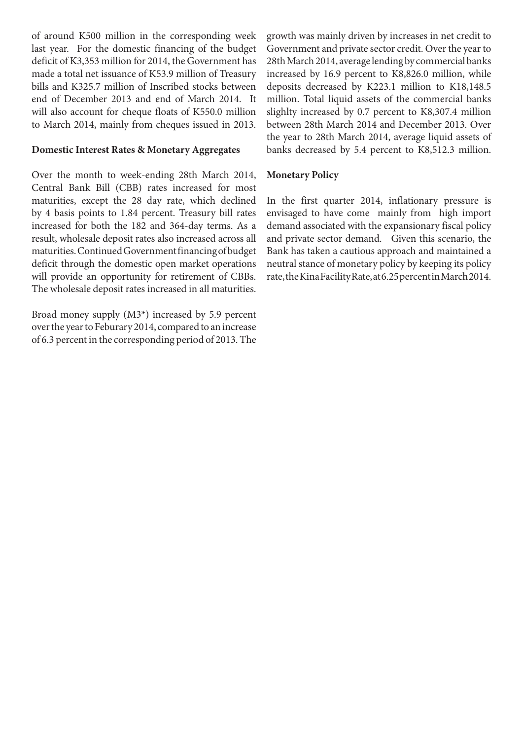of around K500 million in the corresponding week last year. For the domestic financing of the budget deficit of K3,353 million for 2014, the Government has made a total net issuance of K53.9 million of Treasury bills and K325.7 million of Inscribed stocks between end of December 2013 and end of March 2014. It will also account for cheque floats of K550.0 million to March 2014, mainly from cheques issued in 2013.

**Domestic Interest Rates & Monetary Aggregates**

Over the month to week-ending 28th March 2014, Central Bank Bill (CBB) rates increased for most maturities, except the 28 day rate, which declined by 4 basis points to 1.84 percent. Treasury bill rates increased for both the 182 and 364-day terms. As a result, wholesale deposit rates also increased across all maturities. Continued Government financing of budget deficit through the domestic open market operations will provide an opportunity for retirement of CBBs. The wholesale deposit rates increased in all maturities.

Broad money supply (M3*) increased by 5.9 percent over the year to Feburary 2014, compared to an increase of 6.3 percent in the corresponding period of 2013. The growth was mainly driven by increases in net credit to Government and private sector credit. Over the year to 28th March 2014, average lending by commercial banks increased by 16.9 percent to K8,826.0 million, while deposits decreased by K223.1 million to K18,148.5 million. Total liquid assets of the commercial banks slighlty increased by 0.7 percent to K8,307.4 million between 28th March 2014 and December 2013. Over the year to 28th March 2014, average liquid assets of banks decreased by 5.4 percent to K8,512.3 million.

**Monetary Policy**

In the first quarter 2014, inflationary pressure is envisaged to have come mainly from high import demand associated with the expansionary fiscal policy and private sector demand. Given this scenario, the Bank has taken a cautious approach and maintained a neutral stance of monetary policy by keeping its policy rate, the Kina Facility Rate, at 6.25 percent in March 2014.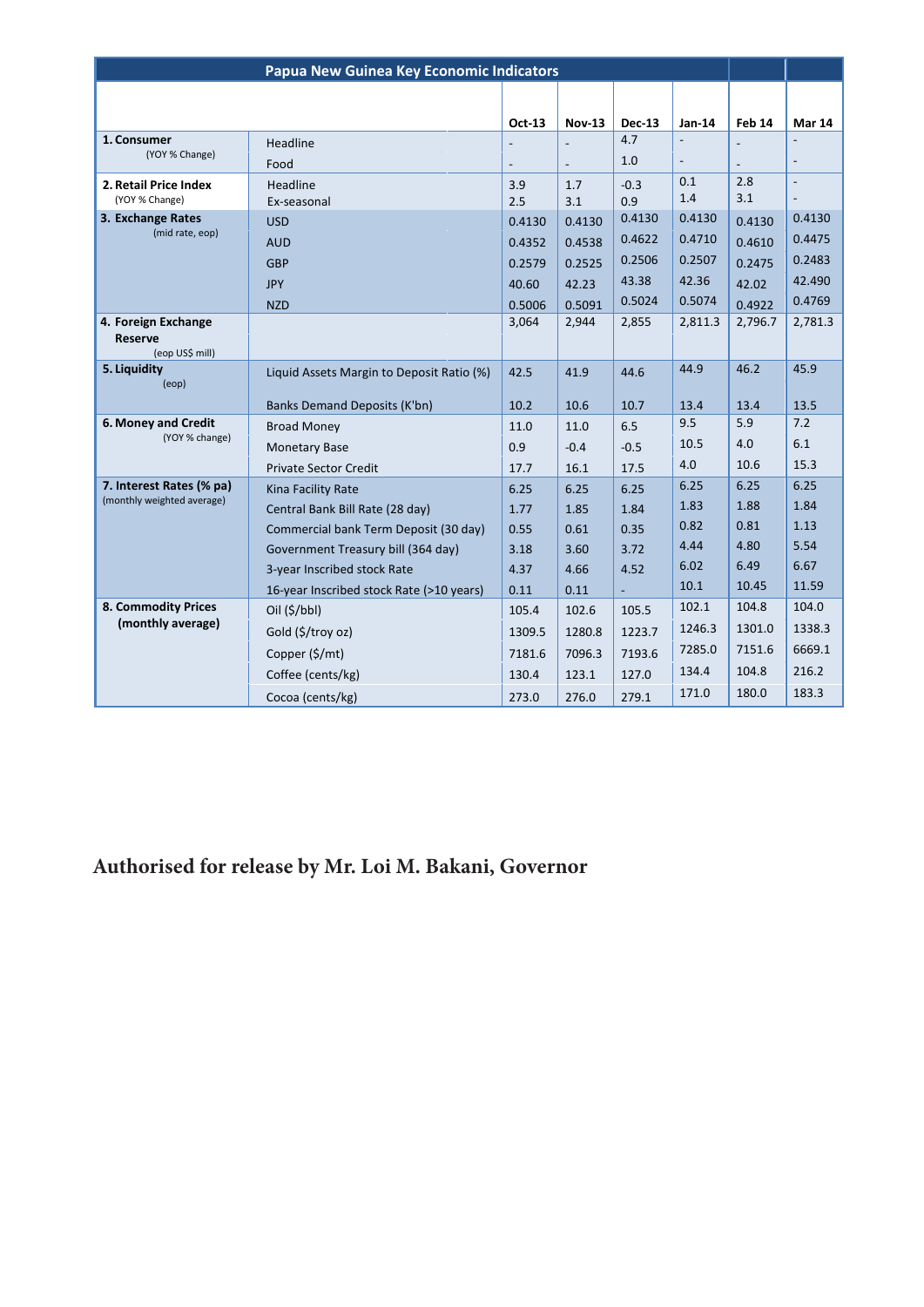| Papua New Guinea Key Economic Indicators | | | | | | | |
|---|---|---|---|---|---|---|---|
| | | Oct-13 | Nov-13 | Dec-13 | Jan-14 | Feb 14 | Mar 14 |
| **1. Consumer** (YOY % Change) | Headline | - | - | 4.7 | - | - | - |
| | Food | - | - | 1.0 | - | - | - |
| **2. Retail Price Index** (YOY % Change) | Headline | 3.9 | 1.7 | -0.3 | 0.1 | 2.8 | - |
| | Ex-seasonal | 2.5 | 3.1 | 0.9 | 1.4 | 3.1 | - |
| **3. Exchange Rates** (mid rate, eop) | USD | 0.4130 | 0.4130 | 0.4130 | 0.4130 | 0.4130 | 0.4130 |
| | AUD | 0.4352 | 0.4538 | 0.4622 | 0.4710 | 0.4610 | 0.4475 |
| | GBP | 0.2579 | 0.2525 | 0.2506 | 0.2507 | 0.2475 | 0.2483 |
| | JPY | 40.60 | 42.23 | 43.38 | 42.36 | 42.02 | 42.490 |
| | NZD | 0.5006 | 0.5091 | 0.5024 | 0.5074 | 0.4922 | 0.4769 |
| **4. Foreign Exchange Reserve** (eop US$ mill) | | 3,064 | 2,944 | 2,855 | 2,811.3 | 2,796.7 | 2,781.3 |
| **5. Liquidity** (eop) | Liquid Assets Margin to Deposit Ratio (%) | 42.5 | 41.9 | 44.6 | 44.9 | 46.2 | 45.9 |
| | Banks Demand Deposits (K'bn) | 10.2 | 10.6 | 10.7 | 13.4 | 13.4 | 13.5 |
| **6. Money and Credit** (YOY % change) | Broad Money | 11.0 | 11.0 | 6.5 | 9.5 | 5.9 | 7.2 |
| | Monetary Base | 0.9 | -0.4 | -0.5 | 10.5 | 4.0 | 6.1 |
| | Private Sector Credit | 17.7 | 16.1 | 17.5 | 4.0 | 10.6 | 15.3 |
| **7. Interest Rates (% pa)** (monthly weighted average) | Kina Facility Rate | 6.25 | 6.25 | 6.25 | 6.25 | 6.25 | 6.25 |
| | Central Bank Bill Rate (28 day) | 1.77 | 1.85 | 1.84 | 1.83 | 1.88 | 1.84 |
| | Commercial bank Term Deposit (30 day) | 0.55 | 0.61 | 0.35 | 0.82 | 0.81 | 1.13 |
| | Government Treasury bill (364 day) | 3.18 | 3.60 | 3.72 | 4.44 | 4.80 | 5.54 |
| | 3-year Inscribed stock Rate | 4.37 | 4.66 | 4.52 | 6.02 | 6.49 | 6.67 |
| | 16-year Inscribed stock Rate (>10 years) | 0.11 | 0.11 | - | 10.1 | 10.45 | 11.59 |
| **8. Commodity Prices (monthly average)** | Oil ($/bbl) | 105.4 | 102.6 | 105.5 | 102.1 | 104.8 | 104.0 |
| | Gold ($/troy oz) | 1309.5 | 1280.8 | 1223.7 | 1246.3 | 1301.0 | 1338.3 |
| | Copper ($/mt) | 7181.6 | 7096.3 | 7193.6 | 7285.0 | 7151.6 | 6669.1 |
| | Coffee (cents/kg) | 130.4 | 123.1 | 127.0 | 134.4 | 104.8 | 216.2 |
| | Cocoa (cents/kg) | 273.0 | 276.0 | 279.1 | 171.0 | 180.0 | 183.3 |

**Authorised for release by Mr. Loi M. Bakani, Governor**